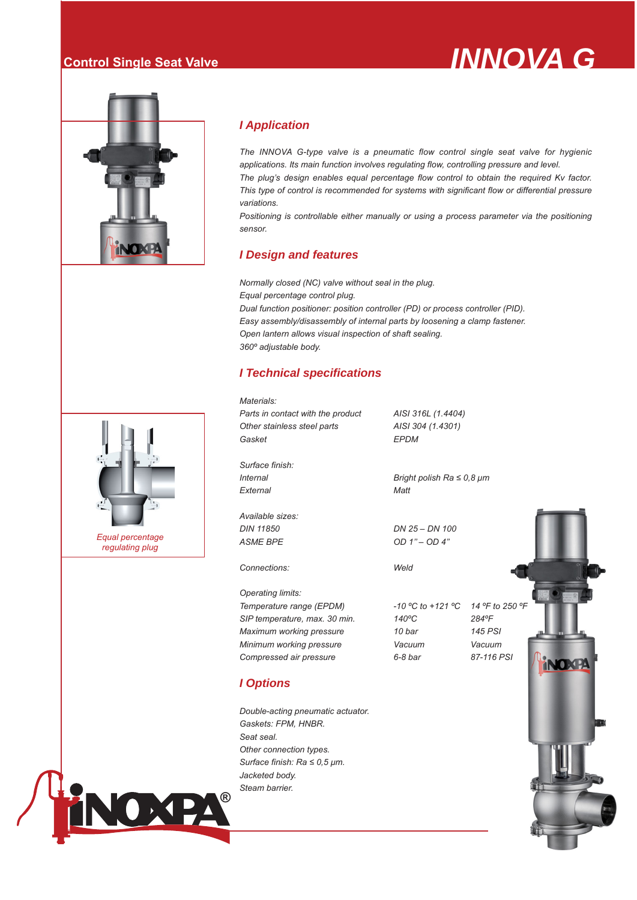# INNOVA G

## Control Single Seat Valve

Equal percentage regulating plug

## Application

*The INNOVA G-type valve is a pneumatic flow control single seat valve for hygienic applications. Its main function involves regulating flow, controlling pressure and level.*

*The plug's design enables equal percentage flow control to obtain the required Kv factor. This type of control is recommended for systems with significant flow or differential pressure variations.*

*Positioning is controllable either manually or using a process parameter via the positioning sensor.*

## Design and features

*Normally closed (NC) valve without seal in the plug.*
*Equal percentage control plug.*
*Dual function positioner: position controller (PD) or process controller (PID).*
*Easy assembly/disassembly of internal parts by loosening a clamp fastener.*
*Open lantern allows visual inspection of shaft sealing.*
*360º adjustable body.*

## Technical specifications

| | | |
|---|---|---|
| Materials: | | |
| Parts in contact with the product | AISI 316L (1.4404) | |
| Other stainless steel parts | AISI 304 (1.4301) | |
| Gasket | EPDM | |
| Surface finish: | | |
| Internal | Bright polish Ra ≤ 0,8 μm | |
| External | Matt | |
| Available sizes: | | |
| DIN 11850 | DN 25 – DN 100 | |
| ASME BPE | OD 1" – OD 4" | |
| Connections: | Weld | |
| Operating limits: | | |
| Temperature range (EPDM) | -10 ºC to +121 ºC | 14 ºF to 250 ºF |
| SIP temperature, max. 30 min. | 140ºC | 284ºF |
| Maximum working pressure | 10 bar | 145 PSI |
| Minimum working pressure | Vacuum | Vacuum |
| Compressed air pressure | 6-8 bar | 87-116 PSI |

## Options

*Double-acting pneumatic actuator.*
*Gaskets: FPM, HNBR.*
*Seat seal.*
*Other connection types.*
*Surface finish: Ra ≤ 0,5 μm.*
*Jacketed body.*
*Steam barrier.*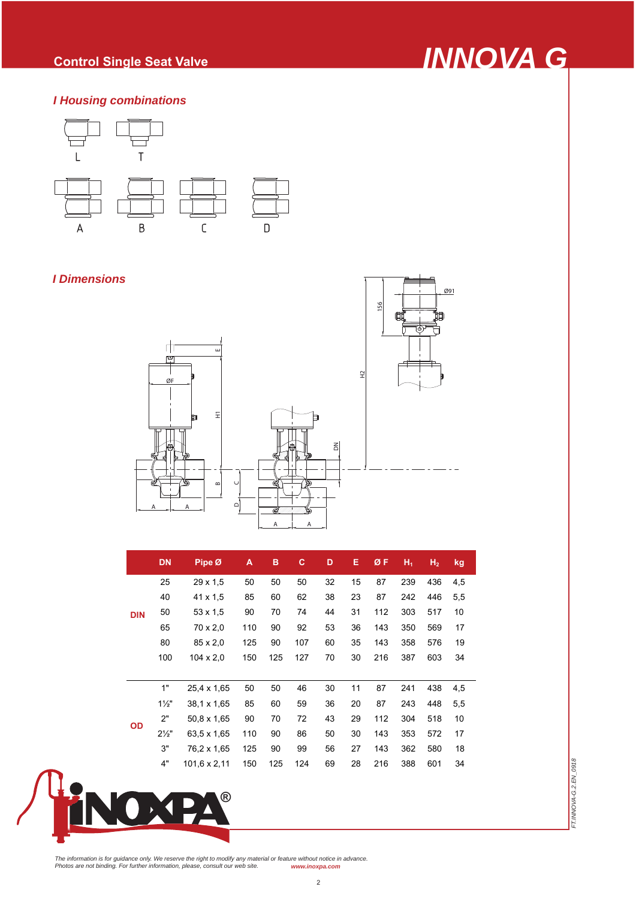## I Housing combinations

L T

A B C D

## I Dimensions

| | DN | Pipe Ø | A | B | C | D | E | Ø F | $H_1$ | $H_2$ | kg |
|---|---|---|---|---|---|---|---|---|---|---|---|
| DIN | 25 | 29 x 1,5 | 50 | 50 | 50 | 32 | 15 | 87 | 239 | 436 | 4,5 |
| | 40 | 41 x 1,5 | 85 | 60 | 62 | 38 | 23 | 87 | 242 | 446 | 5,5 |
| | 50 | 53 x 1,5 | 90 | 70 | 74 | 44 | 31 | 112 | 303 | 517 | 10 |
| | 65 | 70 x 2,0 | 110 | 90 | 92 | 53 | 36 | 143 | 350 | 569 | 17 |
| | 80 | 85 x 2,0 | 125 | 90 | 107 | 60 | 35 | 143 | 358 | 576 | 19 |
| | 100 | 104 x 2,0 | 150 | 125 | 127 | 70 | 30 | 216 | 387 | 603 | 34 |
| OD | 1" | 25,4 x 1,65 | 50 | 50 | 46 | 30 | 11 | 87 | 241 | 438 | 4,5 |
| | 1½" | 38,1 x 1,65 | 85 | 60 | 59 | 36 | 20 | 87 | 243 | 448 | 5,5 |
| | 2" | 50,8 x 1,65 | 90 | 70 | 72 | 43 | 29 | 112 | 304 | 518 | 10 |
| | 2½" | 63,5 x 1,65 | 110 | 90 | 86 | 50 | 30 | 143 | 353 | 572 | 17 |
| | 3" | 76,2 x 1,65 | 125 | 90 | 99 | 56 | 27 | 143 | 362 | 580 | 18 |
| | 4" | 101,6 x 2,11 | 150 | 125 | 124 | 69 | 28 | 216 | 388 | 601 | 34 |

*The information is for guidance only. We reserve the right to modify any material or feature without notice in advance. Photos are not binding. For further information, please, consult our web site.* www.inoxpa.com

FT.INNOVA-G.2.EN_0918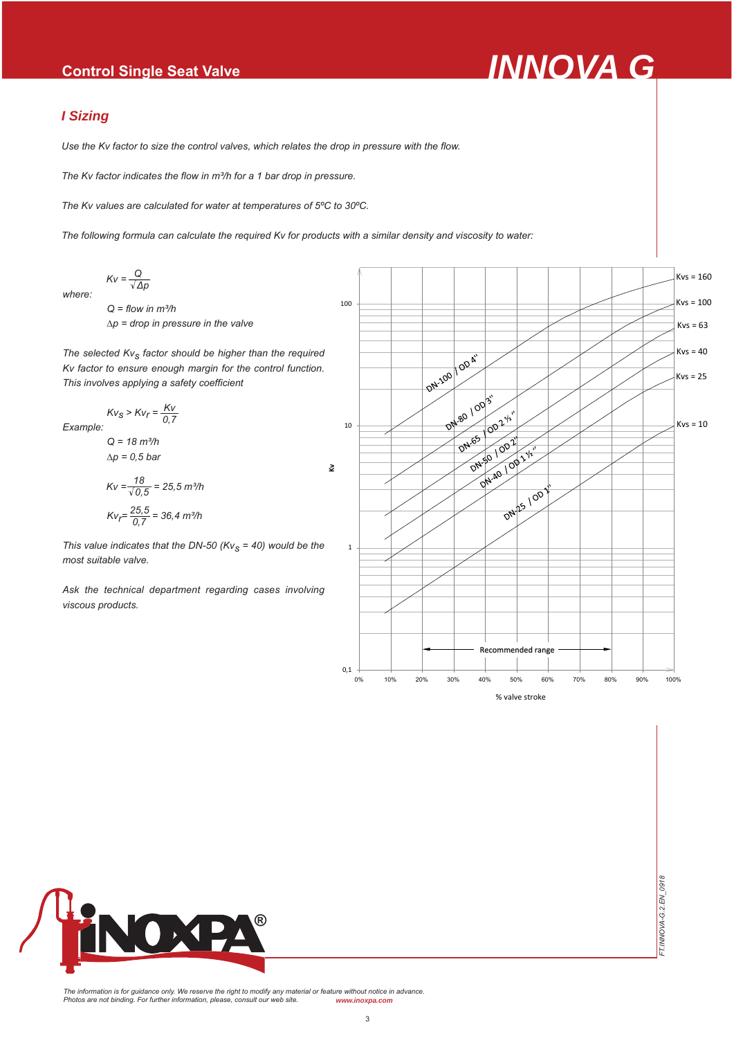## I Sizing

*Use the Kv factor to size the control valves, which relates the drop in pressure with the flow.*

*The Kv factor indicates the flow in m³/h for a 1 bar drop in pressure.*

*The Kv values are calculated for water at temperatures of 5ºC to 30ºC.*

*The following formula can calculate the required Kv for products with a similar density and viscosity to water:*

$$Kv = \frac{Q}{\sqrt{\Delta p}}$$

*where:*

*Q = flow in m³/h*

*$\Delta p$ = drop in pressure in the valve*

*The selected $Kv_S$ factor should be higher than the required Kv factor to ensure enough margin for the control function. This involves applying a safety coefficient*

$$Kv_S > Kv_r = \frac{Kv}{0,7}$$

*Example:*

*Q = 18 m³/h*

*$\Delta p$ = 0,5 bar*

$$Kv = \frac{18}{\sqrt{0,5}} = 25,5 \text{ m}^3/\text{h}$$

$$Kv_r = \frac{25,5}{0,7} = 36,4 \text{ m}^3/\text{h}$$

*This value indicates that the DN-50 ($Kv_S$ = 40) would be the most suitable valve.*

*Ask the technical department regarding cases involving viscous products.*

Kv
100
10
1
0,1
0% 10% 20% 30% 40% 50% 60% 70% 80% 90% 100%
% valve stroke
Recommended range
DN-100 / OD 4"
DN-80 / OD 3"
DN-65 / OD 2 ½"
DN-50 / OD 2"
DN-40 / OD 1 ½"
DN-25 / OD 1"
Kvs = 160
Kvs = 100
Kvs = 63
Kvs = 40
Kvs = 25
Kvs = 10

FT.INNOVA-G.2.EN_0918

*The information is for guidance only. We reserve the right to modify any material or feature without notice in advance. Photos are not binding. For further information, please, consult our web site.* ***www.inoxpa.com***